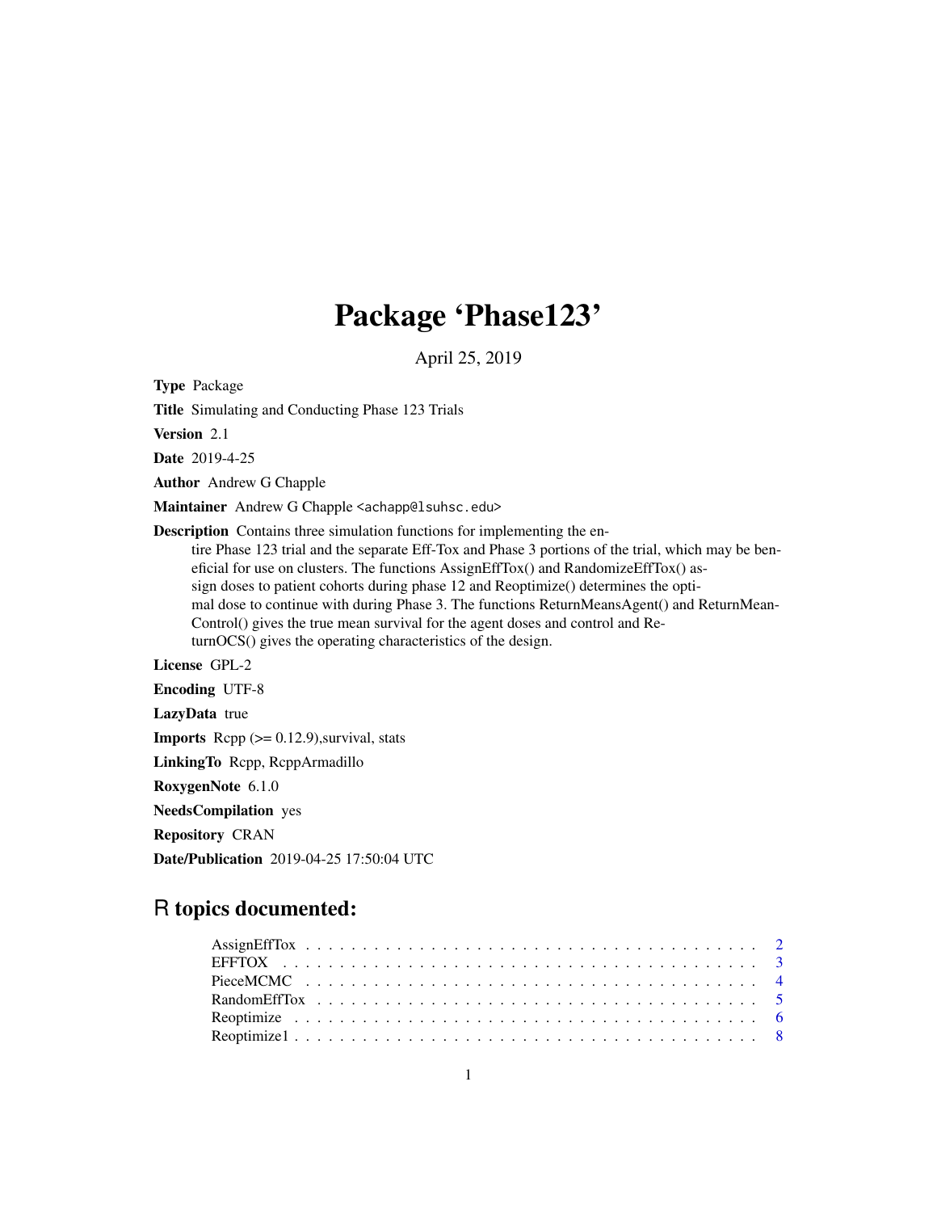# Package 'Phase123'

April 25, 2019

**Type** Package

**Title** Simulating and Conducting Phase 123 Trials

**Version** 2.1

**Date** 2019-4-25

**Author** Andrew G Chapple

**Maintainer** Andrew G Chapple <achapp@lsuhsc.edu>

**Description** Contains three simulation functions for implementing the entire Phase 123 trial and the separate Eff-Tox and Phase 3 portions of the trial, which may be beneficial for use on clusters. The functions AssignEffTox() and RandomizeEffTox() assign doses to patient cohorts during phase 12 and Reoptimize() determines the optimal dose to continue with during Phase 3. The functions ReturnMeansAgent() and ReturnMeanControl() gives the true mean survival for the agent doses and control and ReturnOCS() gives the operating characteristics of the design.

**License** GPL-2

**Encoding** UTF-8

**LazyData** true

**Imports** Rcpp (>= 0.12.9),survival, stats

**LinkingTo** Rcpp, RcppArmadillo

**RoxygenNote** 6.1.0

**NeedsCompilation** yes

**Repository** CRAN

**Date/Publication** 2019-04-25 17:50:04 UTC

## R topics documented:

- AssignEffTox . . . . . . . . . . . . . . . . . . . . . . . . . . . . . . . . . . . . . . . . 2
- EFFTOX . . . . . . . . . . . . . . . . . . . . . . . . . . . . . . . . . . . . . . . . 3
- PieceMCMC . . . . . . . . . . . . . . . . . . . . . . . . . . . . . . . . . . . . . . . . 4
- RandomEffTox . . . . . . . . . . . . . . . . . . . . . . . . . . . . . . . . . . . . . . . . 5
- Reoptimize . . . . . . . . . . . . . . . . . . . . . . . . . . . . . . . . . . . . . . . . 6
- Reoptimize1 . . . . . . . . . . . . . . . . . . . . . . . . . . . . . . . . . . . . . . . . 8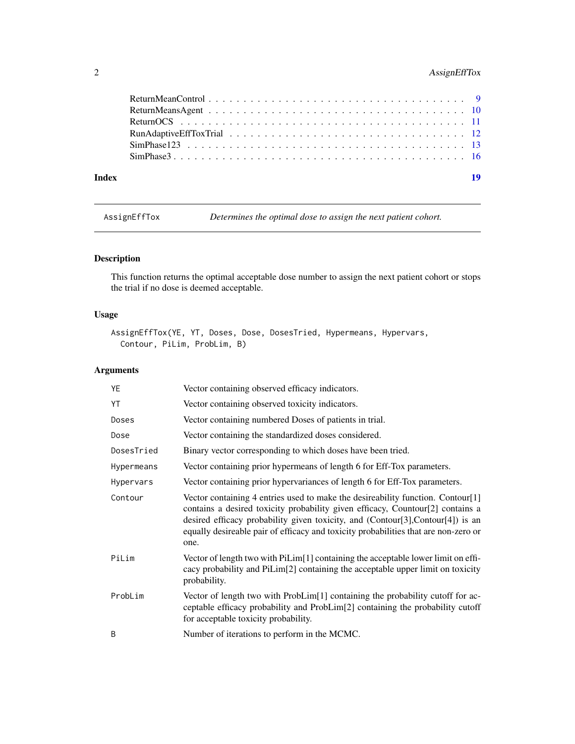| | |
|---|---|
| ReturnMeanControl | 9 |
| ReturnMeansAgent | 10 |
| ReturnOCS | 11 |
| RunAdaptiveEffToxTrial | 12 |
| SimPhase123 | 13 |
| SimPhase3 | 16 |

**Index** **19**

---

`AssignEffTox` *Determines the optimal dose to assign the next patient cohort.*

---

### Description

This function returns the optimal acceptable dose number to assign the next patient cohort or stops the trial if no dose is deemed acceptable.

### Usage

```
AssignEffTox(YE, YT, Doses, Dose, DosesTried, Hypermeans, Hypervars,
  Contour, PiLim, ProbLim, B)
```

### Arguments

| | |
|---|---|
| `YE` | Vector containing observed efficacy indicators. |
| `YT` | Vector containing observed toxicity indicators. |
| `Doses` | Vector containing numbered Doses of patients in trial. |
| `Dose` | Vector containing the standardized doses considered. |
| `DosesTried` | Binary vector corresponding to which doses have been tried. |
| `Hypermeans` | Vector containing prior hypermeans of length 6 for Eff-Tox parameters. |
| `Hypervars` | Vector containing prior hypervariances of length 6 for Eff-Tox parameters. |
| `Contour` | Vector containing 4 entries used to make the desireability function. Contour[1] contains a desired toxicity probability given efficacy, Countour[2] contains a desired efficacy probability given toxicity, and (Contour[3],Contour[4]) is an equally desireable pair of efficacy and toxicity probabilities that are non-zero or one. |
| `PiLim` | Vector of length two with PiLim[1] containing the acceptable lower limit on efficacy probability and PiLim[2] containing the acceptable upper limit on toxicity probability. |
| `ProbLim` | Vector of length two with ProbLim[1] containing the probability cutoff for acceptable efficacy probability and ProbLim[2] containing the probability cutoff for acceptable toxicity probability. |
| `B` | Number of iterations to perform in the MCMC. |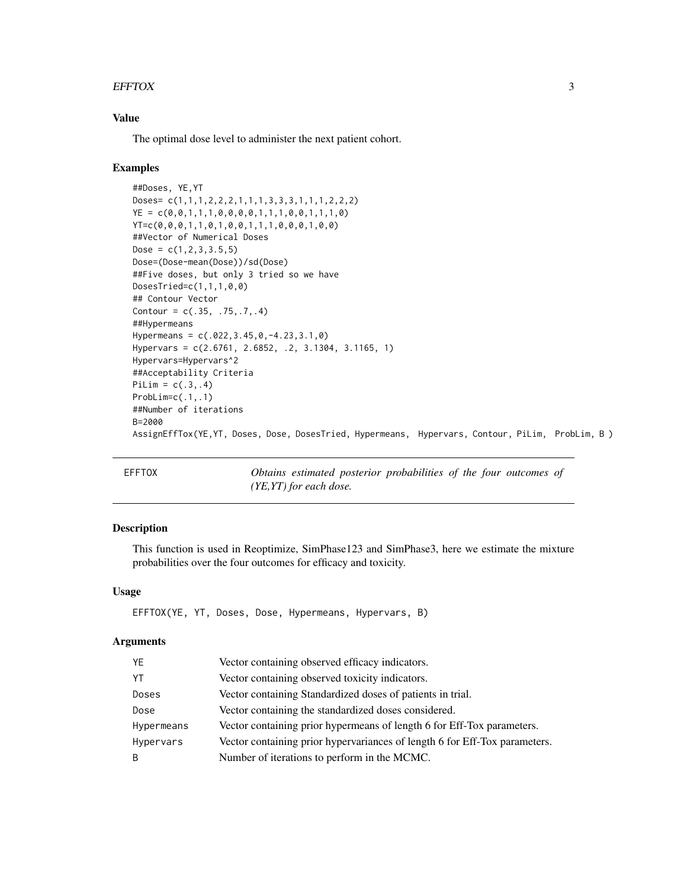### Value

The optimal dose level to administer the next patient cohort.

### Examples

```
##Doses, YE,YT
Doses= c(1,1,1,2,2,2,1,1,1,3,3,3,1,1,1,2,2,2)
YE = c(0,0,1,1,1,0,0,0,0,1,1,1,0,0,1,1,1,0)
YT=c(0,0,0,1,1,0,1,0,0,1,1,1,0,0,0,1,0,0)
##Vector of Numerical Doses
Dose = c(1,2,3,3.5,5)
Dose=(Dose-mean(Dose))/sd(Dose)
##Five doses, but only 3 tried so we have
DosesTried=c(1,1,1,0,0)
## Contour Vector
Contour = c(.35, .75,.7,.4)
##Hypermeans
Hypermeans = c(.022,3.45,0,-4.23,3.1,0)
Hypervars = c(2.6761, 2.6852, .2, 3.1304, 3.1165, 1)
Hypervars=Hypervars^2
##Acceptability Criteria
PiLim = c(.3,.4)
ProbLim=c(.1,.1)
##Number of iterations
B=2000
AssignEffTox(YE,YT, Doses, Dose, DosesTried, Hypermeans,  Hypervars, Contour, PiLim,  ProbLim, B )
```

---

## EFFTOX — *Obtains estimated posterior probabilities of the four outcomes of (YE,YT) for each dose.*

---

### Description

This function is used in Reoptimize, SimPhase123 and SimPhase3, here we estimate the mixture probabilities over the four outcomes for efficacy and toxicity.

### Usage

```
EFFTOX(YE, YT, Doses, Dose, Hypermeans, Hypervars, B)
```

### Arguments

| | |
|---|---|
| YE | Vector containing observed efficacy indicators. |
| YT | Vector containing observed toxicity indicators. |
| Doses | Vector containing Standardized doses of patients in trial. |
| Dose | Vector containing the standardized doses considered. |
| Hypermeans | Vector containing prior hypermeans of length 6 for Eff-Tox parameters. |
| Hypervars | Vector containing prior hypervariances of length 6 for Eff-Tox parameters. |
| B | Number of iterations to perform in the MCMC. |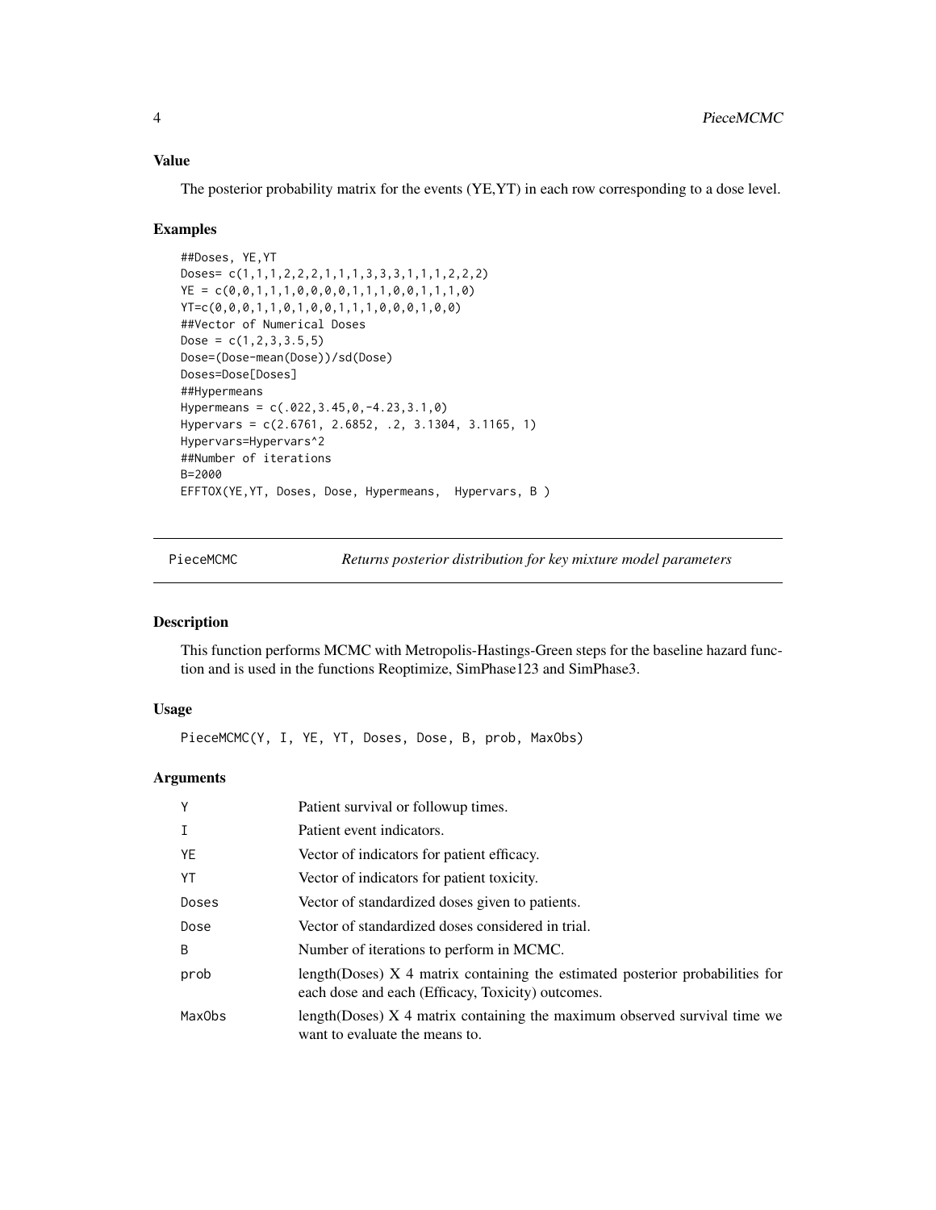## Value

The posterior probability matrix for the events (YE,YT) in each row corresponding to a dose level.

## Examples

```
##Doses, YE,YT
Doses= c(1,1,1,2,2,2,1,1,1,3,3,3,1,1,1,2,2,2)
YE = c(0,0,1,1,1,0,0,0,0,1,1,1,0,0,1,1,1,0)
YT=c(0,0,0,1,1,0,1,0,0,1,1,1,0,0,0,1,0,0)
##Vector of Numerical Doses
Dose = c(1,2,3,3.5,5)
Dose=(Dose-mean(Dose))/sd(Dose)
Doses=Dose[Doses]
##Hypermeans
Hypermeans = c(.022,3.45,0,-4.23,3.1,0)
Hypervars = c(2.6761, 2.6852, .2, 3.1304, 3.1165, 1)
Hypervars=Hypervars^2
##Number of iterations
B=2000
EFFTOX(YE,YT, Doses, Dose, Hypermeans,  Hypervars, B )
```

---

# PieceMCMC — *Returns posterior distribution for key mixture model parameters*

## Description

This function performs MCMC with Metropolis-Hastings-Green steps for the baseline hazard function and is used in the functions Reoptimize, SimPhase123 and SimPhase3.

## Usage

```
PieceMCMC(Y, I, YE, YT, Doses, Dose, B, prob, MaxObs)
```

## Arguments

| Argument | Description |
|---|---|
| Y | Patient survival or followup times. |
| I | Patient event indicators. |
| YE | Vector of indicators for patient efficacy. |
| YT | Vector of indicators for patient toxicity. |
| Doses | Vector of standardized doses given to patients. |
| Dose | Vector of standardized doses considered in trial. |
| B | Number of iterations to perform in MCMC. |
| prob | length(Doses) X 4 matrix containing the estimated posterior probabilities for each dose and each (Efficacy, Toxicity) outcomes. |
| MaxObs | length(Doses) X 4 matrix containing the maximum observed survival time we want to evaluate the means to. |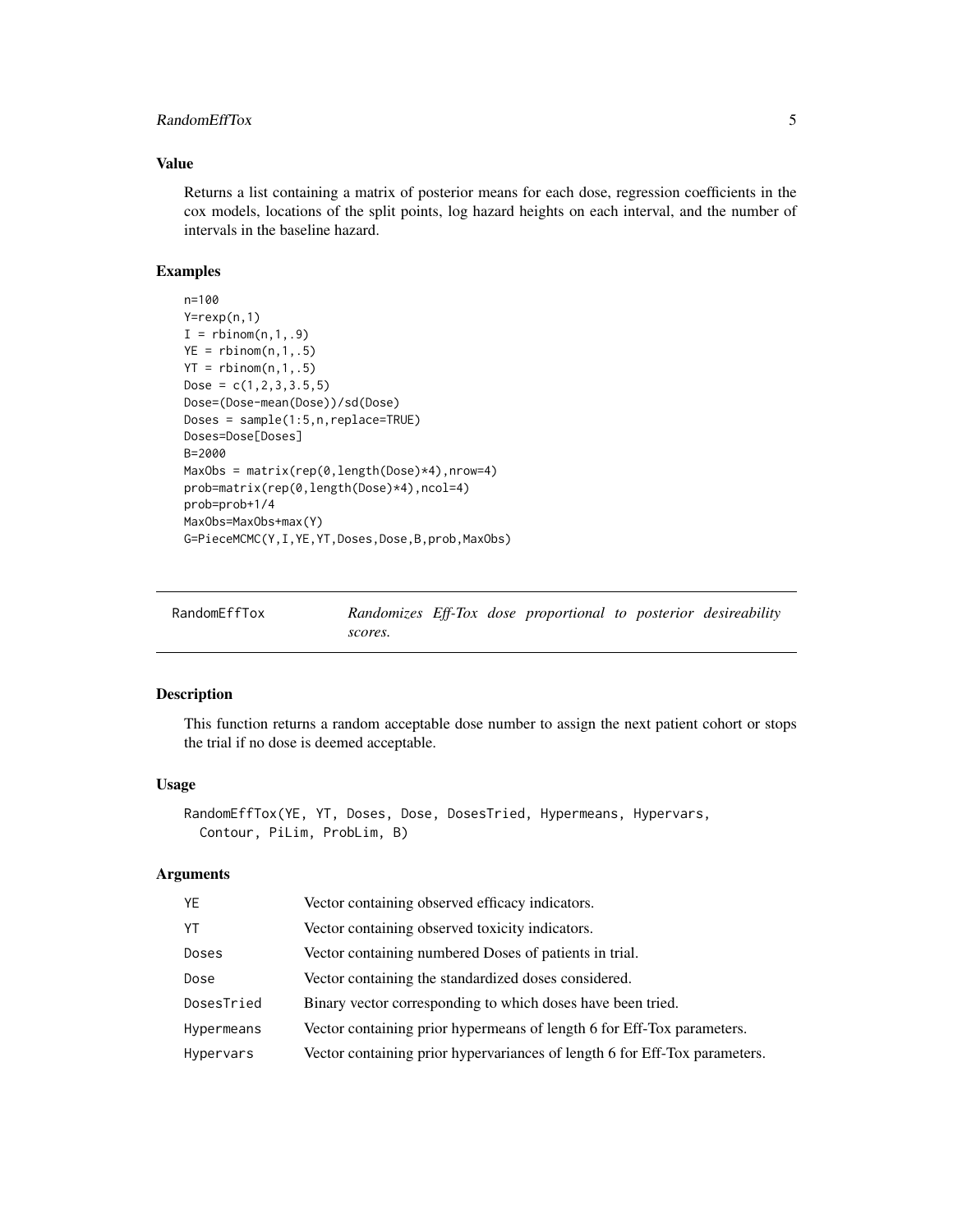### Value

Returns a list containing a matrix of posterior means for each dose, regression coefficients in the cox models, locations of the split points, log hazard heights on each interval, and the number of intervals in the baseline hazard.

### Examples

```
n=100
Y=rexp(n,1)
I = rbinom(n,1,.9)
YE = rbinom(n,1,.5)
YT = rbinom(n,1,.5)
Dose = c(1,2,3,3.5,5)
Dose=(Dose-mean(Dose))/sd(Dose)
Doses = sample(1:5,n,replace=TRUE)
Doses=Dose[Doses]
B=2000
MaxObs = matrix(rep(0,length(Dose)*4),nrow=4)
prob=matrix(rep(0,length(Dose)*4),ncol=4)
prob=prob+1/4
MaxObs=MaxObs+max(Y)
G=PieceMCMC(Y,I,YE,YT,Doses,Dose,B,prob,MaxObs)
```

---

## RandomEffTox — *Randomizes Eff-Tox dose proportional to posterior desireability scores.*

### Description

This function returns a random acceptable dose number to assign the next patient cohort or stops the trial if no dose is deemed acceptable.

### Usage

```
RandomEffTox(YE, YT, Doses, Dose, DosesTried, Hypermeans, Hypervars,
  Contour, PiLim, ProbLim, B)
```

### Arguments

| | |
|---|---|
| YE | Vector containing observed efficacy indicators. |
| YT | Vector containing observed toxicity indicators. |
| Doses | Vector containing numbered Doses of patients in trial. |
| Dose | Vector containing the standardized doses considered. |
| DosesTried | Binary vector corresponding to which doses have been tried. |
| Hypermeans | Vector containing prior hypermeans of length 6 for Eff-Tox parameters. |
| Hypervars | Vector containing prior hypervariances of length 6 for Eff-Tox parameters. |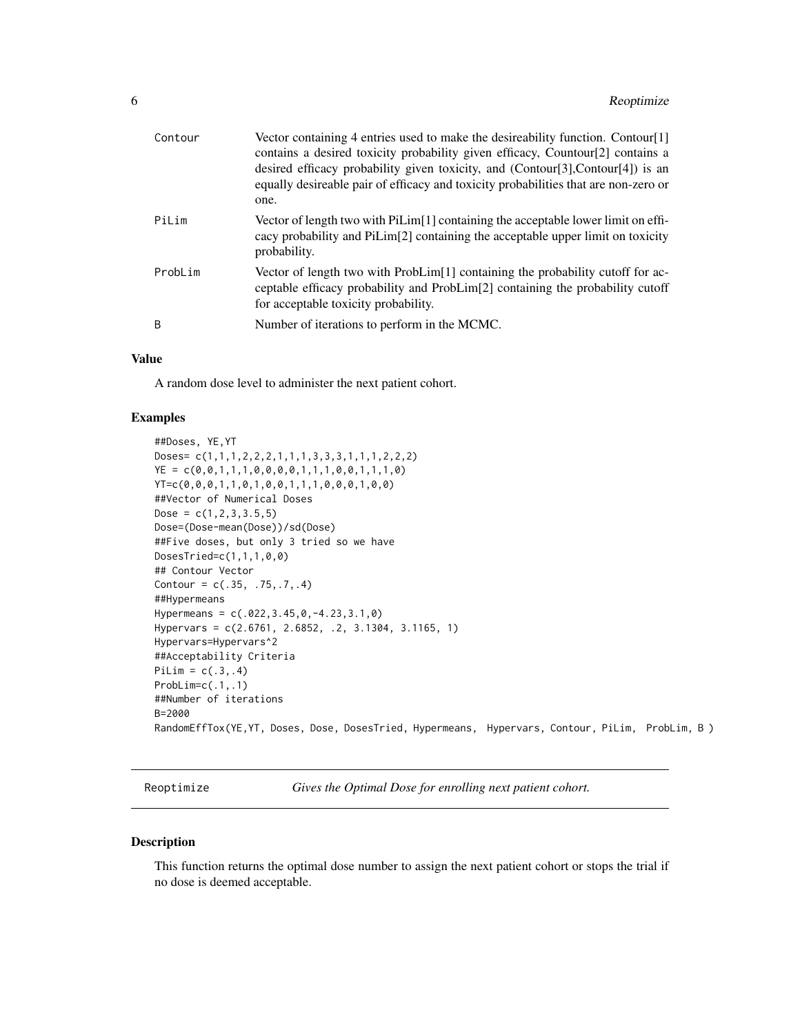| | |
|---|---|
| Contour | Vector containing 4 entries used to make the desireability function. Contour[1] contains a desired toxicity probability given efficacy, Countour[2] contains a desired efficacy probability given toxicity, and (Contour[3],Contour[4]) is an equally desireable pair of efficacy and toxicity probabilities that are non-zero or one. |
| PiLim | Vector of length two with PiLim[1] containing the acceptable lower limit on efficacy probability and PiLim[2] containing the acceptable upper limit on toxicity probability. |
| ProbLim | Vector of length two with ProbLim[1] containing the probability cutoff for acceptable efficacy probability and ProbLim[2] containing the probability cutoff for acceptable toxicity probability. |
| B | Number of iterations to perform in the MCMC. |

### Value

A random dose level to administer the next patient cohort.

### Examples

```
##Doses, YE,YT
Doses= c(1,1,1,2,2,2,1,1,1,3,3,3,1,1,1,2,2,2)
YE = c(0,0,1,1,1,0,0,0,0,1,1,1,0,0,1,1,1,0)
YT=c(0,0,0,1,1,0,1,0,0,1,1,1,0,0,0,1,0,0)
##Vector of Numerical Doses
Dose = c(1,2,3,3.5,5)
Dose=(Dose-mean(Dose))/sd(Dose)
##Five doses, but only 3 tried so we have
DosesTried=c(1,1,1,0,0)
## Contour Vector
Contour = c(.35, .75,.7,.4)
##Hypermeans
Hypermeans = c(.022,3.45,0,-4.23,3.1,0)
Hypervars = c(2.6761, 2.6852, .2, 3.1304, 3.1165, 1)
Hypervars=Hypervars^2
##Acceptability Criteria
PiLim = c(.3,.4)
ProbLim=c(.1,.1)
##Number of iterations
B=2000
RandomEffTox(YE,YT, Doses, Dose, DosesTried, Hypermeans,  Hypervars, Contour, PiLim,  ProbLim, B )
```

## Reoptimize *Gives the Optimal Dose for enrolling next patient cohort.*

### Description

This function returns the optimal dose number to assign the next patient cohort or stops the trial if no dose is deemed acceptable.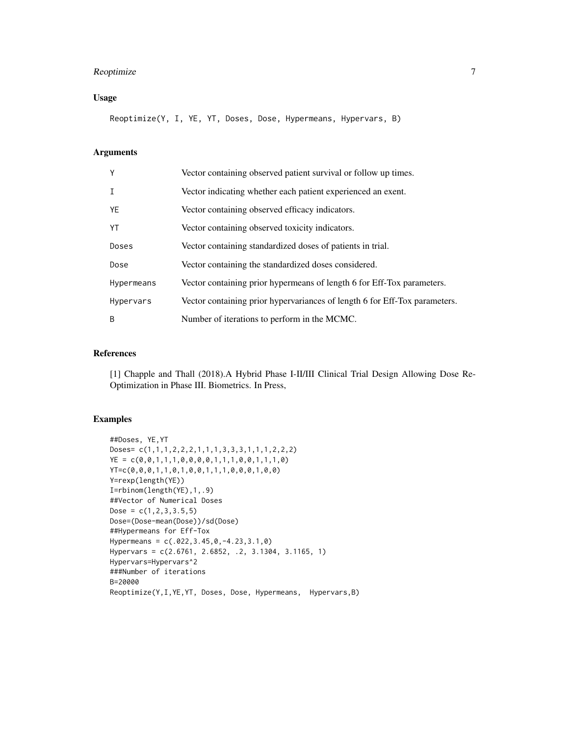## Usage

```
Reoptimize(Y, I, YE, YT, Doses, Dose, Hypermeans, Hypervars, B)
```

## Arguments

| | |
|---|---|
| Y | Vector containing observed patient survival or follow up times. |
| I | Vector indicating whether each patient experienced an exent. |
| YE | Vector containing observed efficacy indicators. |
| YT | Vector containing observed toxicity indicators. |
| Doses | Vector containing standardized doses of patients in trial. |
| Dose | Vector containing the standardized doses considered. |
| Hypermeans | Vector containing prior hypermeans of length 6 for Eff-Tox parameters. |
| Hypervars | Vector containing prior hypervariances of length 6 for Eff-Tox parameters. |
| B | Number of iterations to perform in the MCMC. |

## References

[1] Chapple and Thall (2018).A Hybrid Phase I-II/III Clinical Trial Design Allowing Dose Re-Optimization in Phase III. Biometrics. In Press,

## Examples

```
##Doses, YE,YT
Doses= c(1,1,1,2,2,2,1,1,1,3,3,3,1,1,1,2,2,2)
YE = c(0,0,1,1,1,0,0,0,0,1,1,1,0,0,1,1,1,0)
YT=c(0,0,0,1,1,0,1,0,0,1,1,1,0,0,0,1,0,0)
Y=rexp(length(YE))
I=rbinom(length(YE),1,.9)
##Vector of Numerical Doses
Dose = c(1,2,3,3.5,5)
Dose=(Dose-mean(Dose))/sd(Dose)
##Hypermeans for Eff-Tox
Hypermeans = c(.022,3.45,0,-4.23,3.1,0)
Hypervars = c(2.6761, 2.6852, .2, 3.1304, 3.1165, 1)
Hypervars=Hypervars^2
###Number of iterations
B=20000
Reoptimize(Y,I,YE,YT, Doses, Dose, Hypermeans,  Hypervars,B)
```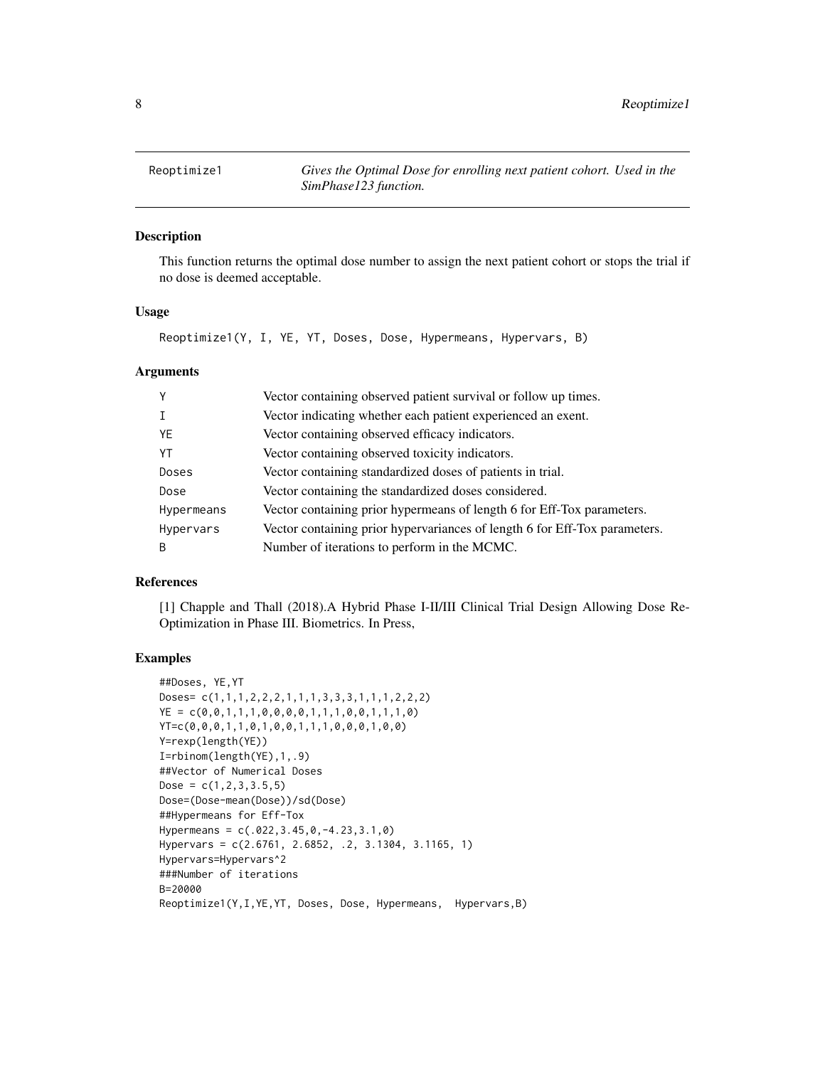# Reoptimize1

*Gives the Optimal Dose for enrolling next patient cohort. Used in the SimPhase123 function.*

## Description

This function returns the optimal dose number to assign the next patient cohort or stops the trial if no dose is deemed acceptable.

## Usage

```
Reoptimize1(Y, I, YE, YT, Doses, Dose, Hypermeans, Hypervars, B)
```

## Arguments

| | |
|---|---|
| Y | Vector containing observed patient survival or follow up times. |
| I | Vector indicating whether each patient experienced an exent. |
| YE | Vector containing observed efficacy indicators. |
| YT | Vector containing observed toxicity indicators. |
| Doses | Vector containing standardized doses of patients in trial. |
| Dose | Vector containing the standardized doses considered. |
| Hypermeans | Vector containing prior hypermeans of length 6 for Eff-Tox parameters. |
| Hypervars | Vector containing prior hypervariances of length 6 for Eff-Tox parameters. |
| B | Number of iterations to perform in the MCMC. |

## References

[1] Chapple and Thall (2018).A Hybrid Phase I-II/III Clinical Trial Design Allowing Dose Re-Optimization in Phase III. Biometrics. In Press,

## Examples

```
##Doses, YE,YT
Doses= c(1,1,1,2,2,2,1,1,1,3,3,3,1,1,1,2,2,2)
YE = c(0,0,1,1,1,0,0,0,0,1,1,1,0,0,1,1,1,0)
YT=c(0,0,0,1,1,0,1,0,0,1,1,1,0,0,0,1,0,0)
Y=rexp(length(YE))
I=rbinom(length(YE),1,.9)
##Vector of Numerical Doses
Dose = c(1,2,3,3.5,5)
Dose=(Dose-mean(Dose))/sd(Dose)
##Hypermeans for Eff-Tox
Hypermeans = c(.022,3.45,0,-4.23,3.1,0)
Hypervars = c(2.6761, 2.6852, .2, 3.1304, 3.1165, 1)
Hypervars=Hypervars^2
###Number of iterations
B=20000
Reoptimize1(Y,I,YE,YT, Doses, Dose, Hypermeans,  Hypervars,B)
```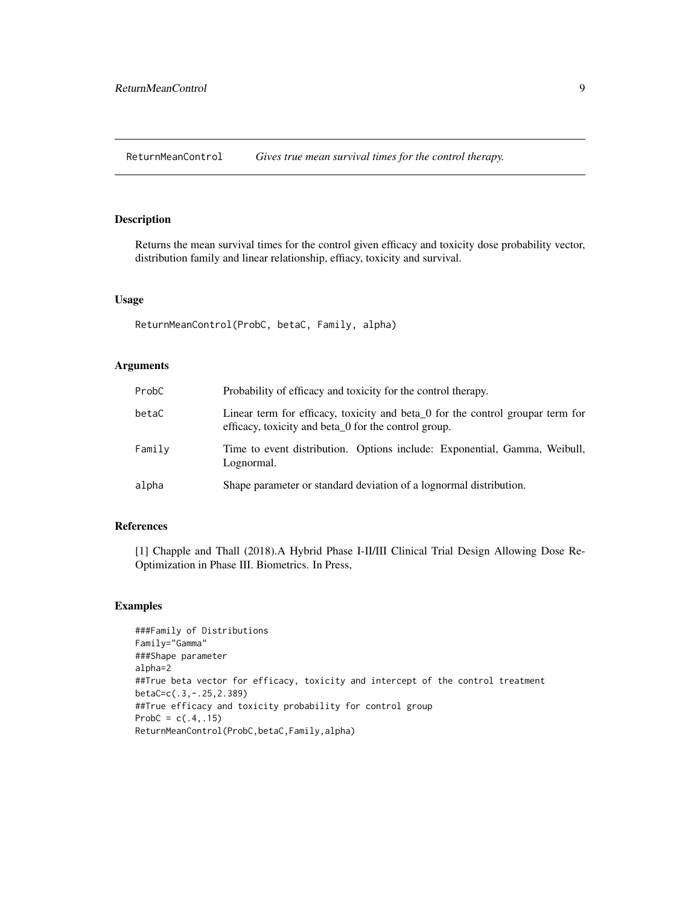ReturnMeanControl *Gives true mean survival times for the control therapy.*

## Description

Returns the mean survival times for the control given efficacy and toxicity dose probability vector, distribution family and linear relationship, effiacy, toxicity and survival.

## Usage

```
ReturnMeanControl(ProbC, betaC, Family, alpha)
```

## Arguments

| | |
|---|---|
| ProbC | Probability of efficacy and toxicity for the control therapy. |
| betaC | Linear term for efficacy, toxicity and beta_0 for the control groupar term for efficacy, toxicity and beta_0 for the control group. |
| Family | Time to event distribution. Options include: Exponential, Gamma, Weibull, Lognormal. |
| alpha | Shape parameter or standard deviation of a lognormal distribution. |

## References

[1] Chapple and Thall (2018).A Hybrid Phase I-II/III Clinical Trial Design Allowing Dose Re-Optimization in Phase III. Biometrics. In Press,

## Examples

```
###Family of Distributions
Family="Gamma"
###Shape parameter
alpha=2
##True beta vector for efficacy, toxicity and intercept of the control treatment
betaC=c(.3,-.25,2.389)
##True efficacy and toxicity probability for control group
ProbC = c(.4,.15)
ReturnMeanControl(ProbC,betaC,Family,alpha)
```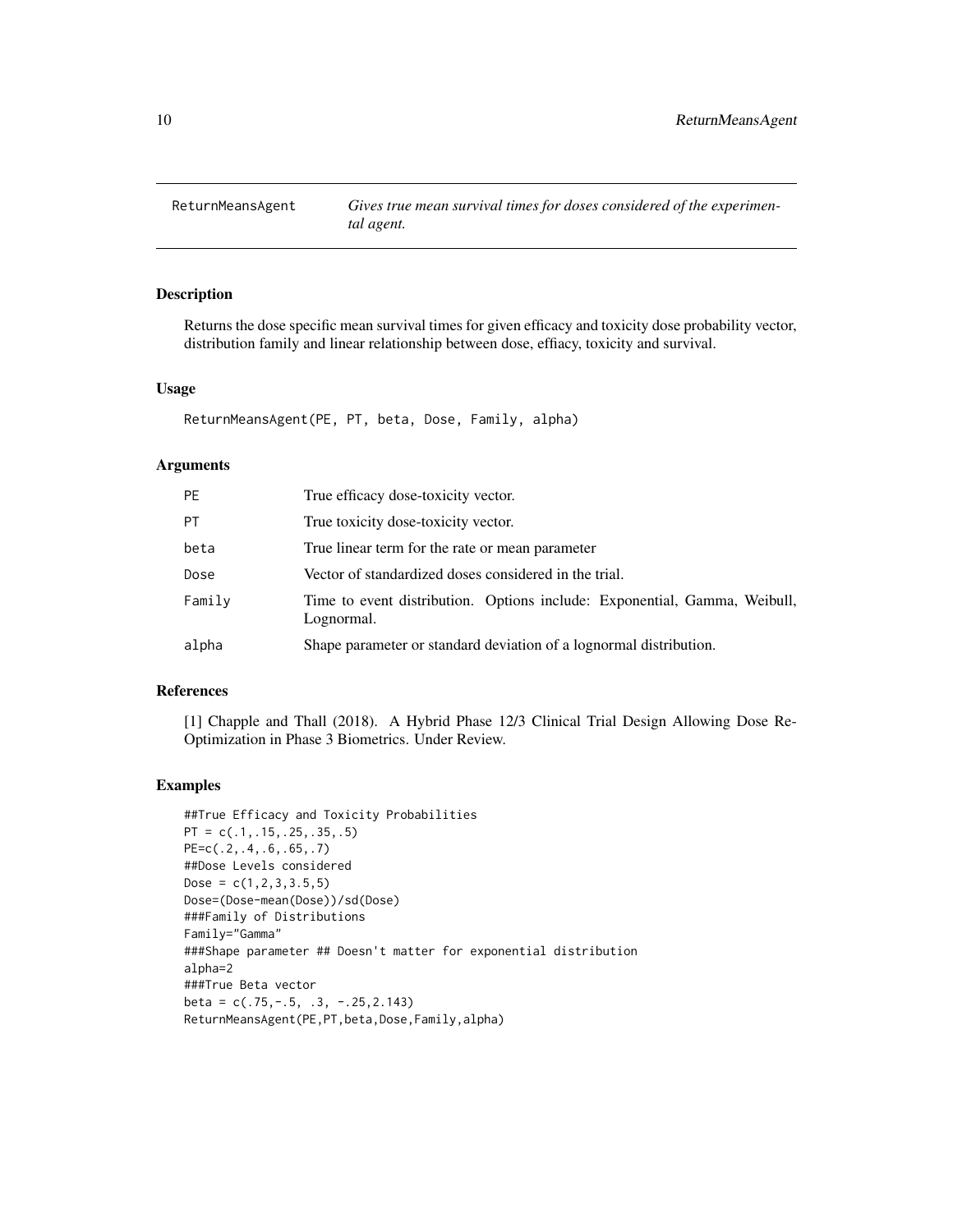# ReturnMeansAgent

*Gives true mean survival times for doses considered of the experimental agent.*

## Description

Returns the dose specific mean survival times for given efficacy and toxicity dose probability vector, distribution family and linear relationship between dose, effiacy, toxicity and survival.

## Usage

```
ReturnMeansAgent(PE, PT, beta, Dose, Family, alpha)
```

## Arguments

| | |
|---|---|
| PE | True efficacy dose-toxicity vector. |
| PT | True toxicity dose-toxicity vector. |
| beta | True linear term for the rate or mean parameter |
| Dose | Vector of standardized doses considered in the trial. |
| Family | Time to event distribution. Options include: Exponential, Gamma, Weibull, Lognormal. |
| alpha | Shape parameter or standard deviation of a lognormal distribution. |

## References

[1] Chapple and Thall (2018). A Hybrid Phase 12/3 Clinical Trial Design Allowing Dose Re-Optimization in Phase 3 Biometrics. Under Review.

## Examples

```
##True Efficacy and Toxicity Probabilities
PT = c(.1,.15,.25,.35,.5)
PE=c(.2,.4,.6,.65,.7)
##Dose Levels considered
Dose = c(1,2,3,3.5,5)
Dose=(Dose-mean(Dose))/sd(Dose)
###Family of Distributions
Family="Gamma"
###Shape parameter ## Doesn't matter for exponential distribution
alpha=2
###True Beta vector
beta = c(.75,-.5, .3, -.25,2.143)
ReturnMeansAgent(PE,PT,beta,Dose,Family,alpha)
```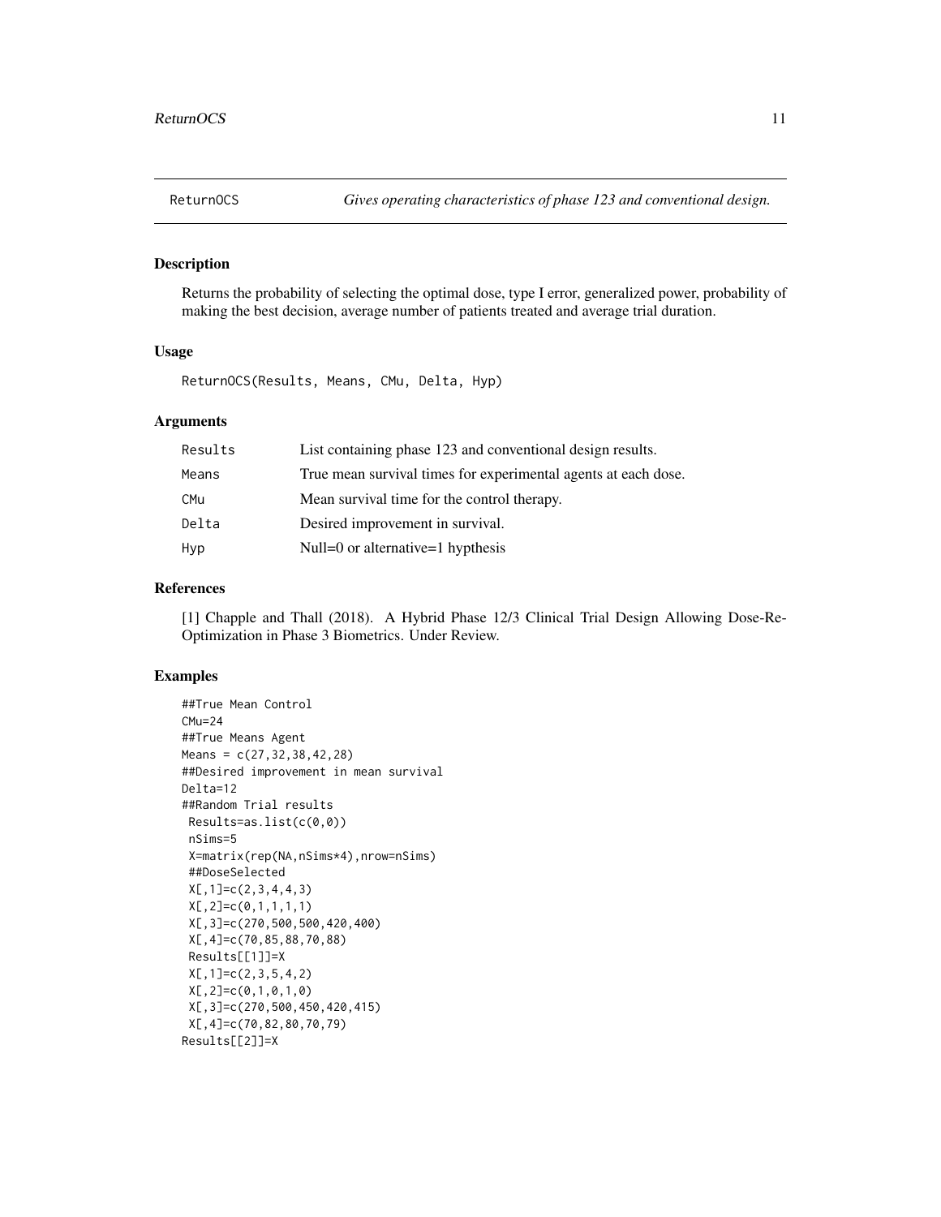# ReturnOCS *Gives operating characteristics of phase 123 and conventional design.*

## Description

Returns the probability of selecting the optimal dose, type I error, generalized power, probability of making the best decision, average number of patients treated and average trial duration.

## Usage

```
ReturnOCS(Results, Means, CMu, Delta, Hyp)
```

## Arguments

| | |
|---|---|
| Results | List containing phase 123 and conventional design results. |
| Means | True mean survival times for experimental agents at each dose. |
| CMu | Mean survival time for the control therapy. |
| Delta | Desired improvement in survival. |
| Hyp | Null=0 or alternative=1 hypthesis |

## References

[1] Chapple and Thall (2018). A Hybrid Phase 12/3 Clinical Trial Design Allowing Dose-Re-Optimization in Phase 3 Biometrics. Under Review.

## Examples

```
##True Mean Control
CMu=24
##True Means Agent
Means = c(27,32,38,42,28)
##Desired improvement in mean survival
Delta=12
##Random Trial results
 Results=as.list(c(0,0))
 nSims=5
 X=matrix(rep(NA,nSims*4),nrow=nSims)
 ##DoseSelected
 X[,1]=c(2,3,4,4,3)
 X[,2]=c(0,1,1,1,1)
 X[,3]=c(270,500,500,420,400)
 X[,4]=c(70,85,88,70,88)
 Results[[1]]=X
 X[,1]=c(2,3,5,4,2)
 X[,2]=c(0,1,0,1,0)
 X[,3]=c(270,500,450,420,415)
 X[,4]=c(70,82,80,70,79)
Results[[2]]=X
```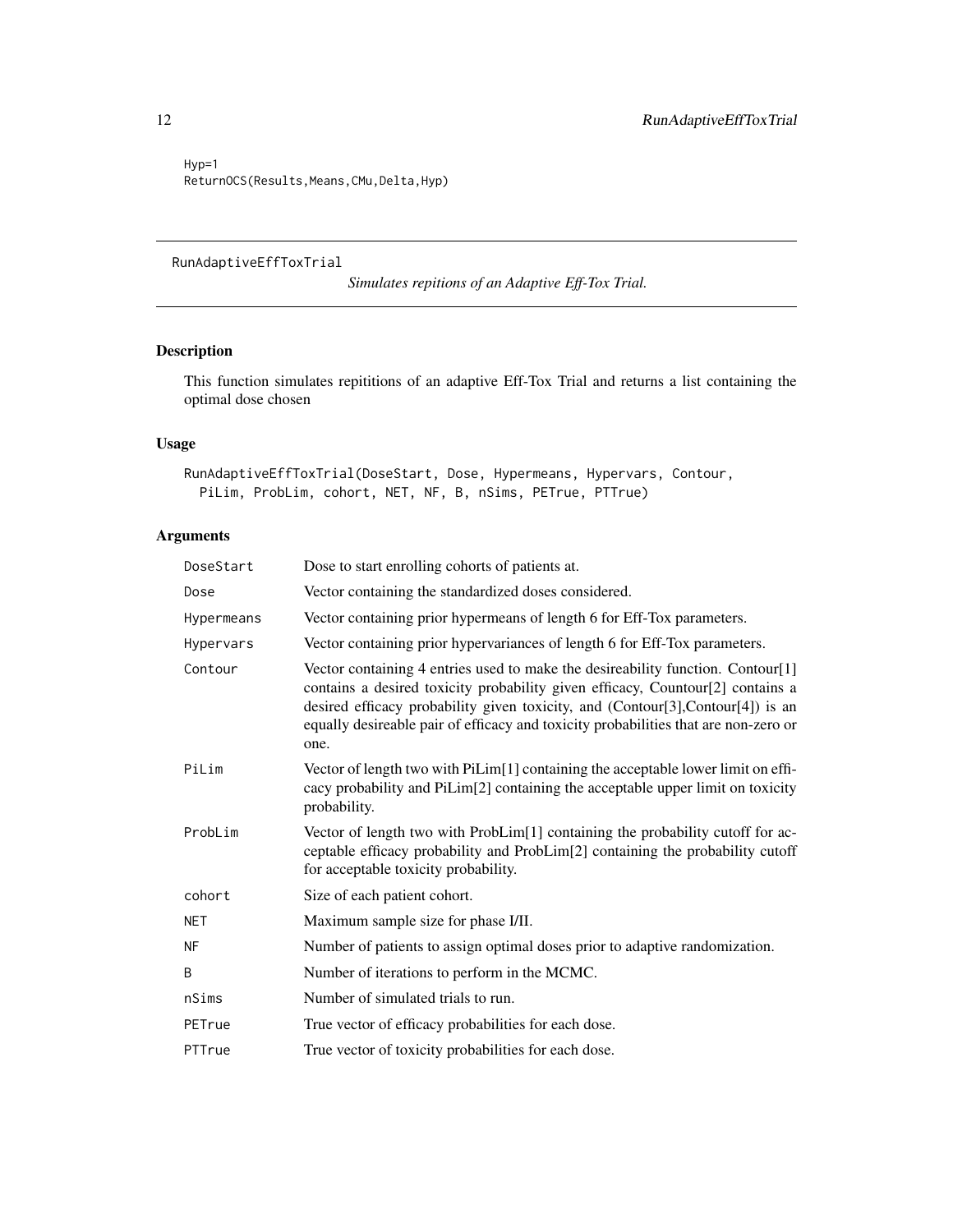```
Hyp=1
ReturnOCS(Results,Means,CMu,Delta,Hyp)
```

---

## RunAdaptiveEffToxTrial

*Simulates repitions of an Adaptive Eff-Tox Trial.*

### Description

This function simulates repititions of an adaptive Eff-Tox Trial and returns a list containing the optimal dose chosen

### Usage

```
RunAdaptiveEffToxTrial(DoseStart, Dose, Hypermeans, Hypervars, Contour,
  PiLim, ProbLim, cohort, NET, NF, B, nSims, PETrue, PTTrue)
```

### Arguments

| | |
|---|---|
| DoseStart | Dose to start enrolling cohorts of patients at. |
| Dose | Vector containing the standardized doses considered. |
| Hypermeans | Vector containing prior hypermeans of length 6 for Eff-Tox parameters. |
| Hypervars | Vector containing prior hypervariances of length 6 for Eff-Tox parameters. |
| Contour | Vector containing 4 entries used to make the desireability function. Contour[1] contains a desired toxicity probability given efficacy, Countour[2] contains a desired efficacy probability given toxicity, and (Contour[3],Contour[4]) is an equally desireable pair of efficacy and toxicity probabilities that are non-zero or one. |
| PiLim | Vector of length two with PiLim[1] containing the acceptable lower limit on efficacy probability and PiLim[2] containing the acceptable upper limit on toxicity probability. |
| ProbLim | Vector of length two with ProbLim[1] containing the probability cutoff for acceptable efficacy probability and ProbLim[2] containing the probability cutoff for acceptable toxicity probability. |
| cohort | Size of each patient cohort. |
| NET | Maximum sample size for phase I/II. |
| NF | Number of patients to assign optimal doses prior to adaptive randomization. |
| B | Number of iterations to perform in the MCMC. |
| nSims | Number of simulated trials to run. |
| PETrue | True vector of efficacy probabilities for each dose. |
| PTTrue | True vector of toxicity probabilities for each dose. |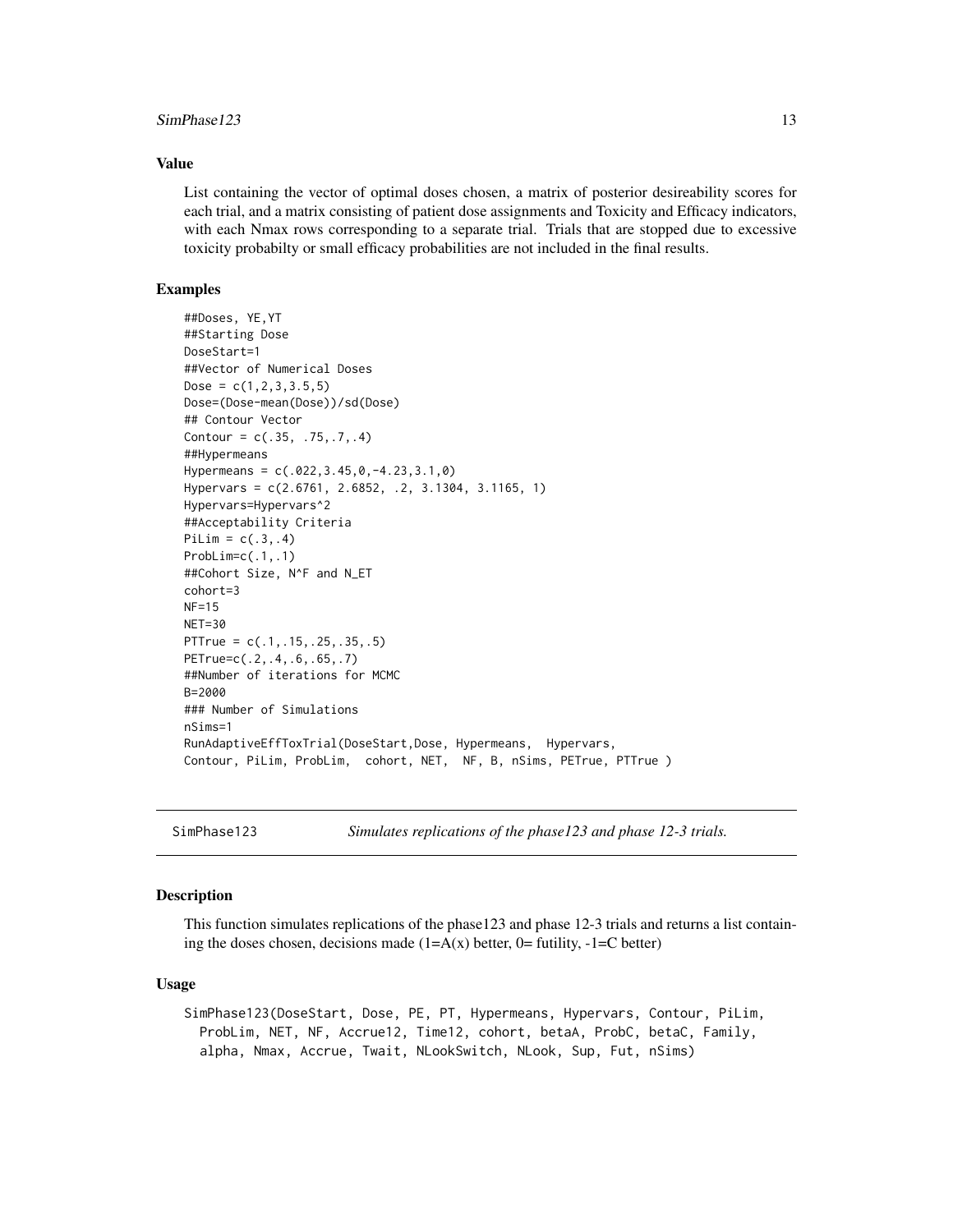### Value

List containing the vector of optimal doses chosen, a matrix of posterior desireability scores for each trial, and a matrix consisting of patient dose assignments and Toxicity and Efficacy indicators, with each Nmax rows corresponding to a separate trial. Trials that are stopped due to excessive toxicity probabilty or small efficacy probabilities are not included in the final results.

### Examples

```
##Doses, YE,YT
##Starting Dose
DoseStart=1
##Vector of Numerical Doses
Dose = c(1,2,3,3.5,5)
Dose=(Dose-mean(Dose))/sd(Dose)
## Contour Vector
Contour = c(.35, .75,.7,.4)
##Hypermeans
Hypermeans = c(.022,3.45,0,-4.23,3.1,0)
Hypervars = c(2.6761, 2.6852, .2, 3.1304, 3.1165, 1)
Hypervars=Hypervars^2
##Acceptability Criteria
PiLim = c(.3,.4)
ProbLim=c(.1,.1)
##Cohort Size, N^F and N_ET
cohort=3
NF=15
NET=30
PTTrue = c(.1,.15,.25,.35,.5)
PETrue=c(.2,.4,.6,.65,.7)
##Number of iterations for MCMC
B=2000
### Number of Simulations
nSims=1
RunAdaptiveEffToxTrial(DoseStart,Dose, Hypermeans,  Hypervars,
Contour, PiLim, ProbLim,  cohort, NET,  NF, B, nSims, PETrue, PTTrue )
```

---

## SimPhase123 — *Simulates replications of the phase123 and phase 12-3 trials.*

### Description

This function simulates replications of the phase123 and phase 12-3 trials and returns a list containing the doses chosen, decisions made (1=A(x) better, 0= futility, -1=C better)

### Usage

```
SimPhase123(DoseStart, Dose, PE, PT, Hypermeans, Hypervars, Contour, PiLim,
  ProbLim, NET, NF, Accrue12, Time12, cohort, betaA, ProbC, betaC, Family,
  alpha, Nmax, Accrue, Twait, NLookSwitch, NLook, Sup, Fut, nSims)
```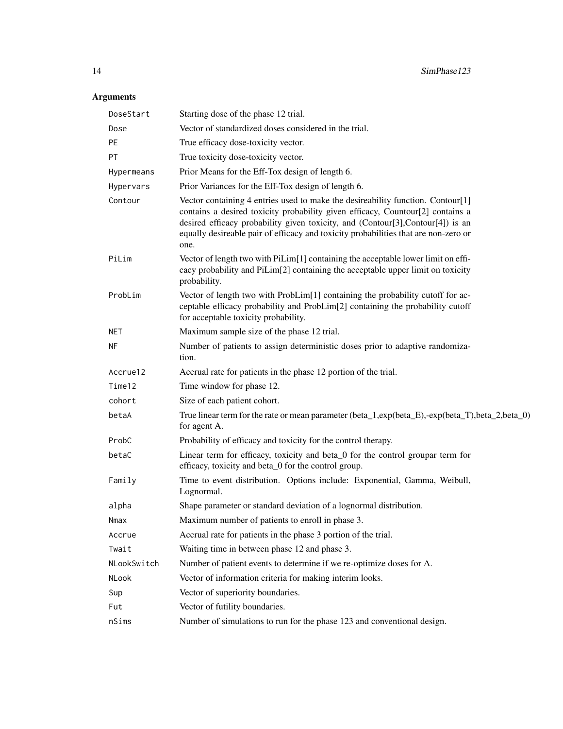## Arguments

| | |
|---|---|
| `DoseStart` | Starting dose of the phase 12 trial. |
| `Dose` | Vector of standardized doses considered in the trial. |
| `PE` | True efficacy dose-toxicity vector. |
| `PT` | True toxicity dose-toxicity vector. |
| `Hypermeans` | Prior Means for the Eff-Tox design of length 6. |
| `Hypervars` | Prior Variances for the Eff-Tox design of length 6. |
| `Contour` | Vector containing 4 entries used to make the desireability function. Contour[1] contains a desired toxicity probability given efficacy, Countour[2] contains a desired efficacy probability given toxicity, and (Contour[3],Contour[4]) is an equally desireable pair of efficacy and toxicity probabilities that are non-zero or one. |
| `PiLim` | Vector of length two with PiLim[1] containing the acceptable lower limit on efficacy probability and PiLim[2] containing the acceptable upper limit on toxicity probability. |
| `ProbLim` | Vector of length two with ProbLim[1] containing the probability cutoff for acceptable efficacy probability and ProbLim[2] containing the probability cutoff for acceptable toxicity probability. |
| `NET` | Maximum sample size of the phase 12 trial. |
| `NF` | Number of patients to assign deterministic doses prior to adaptive randomization. |
| `Accrue12` | Accrual rate for patients in the phase 12 portion of the trial. |
| `Time12` | Time window for phase 12. |
| `cohort` | Size of each patient cohort. |
| `betaA` | True linear term for the rate or mean parameter (beta_1,exp(beta_E),-exp(beta_T),beta_2,beta_0) for agent A. |
| `ProbC` | Probability of efficacy and toxicity for the control therapy. |
| `betaC` | Linear term for efficacy, toxicity and beta_0 for the control groupar term for efficacy, toxicity and beta_0 for the control group. |
| `Family` | Time to event distribution. Options include: Exponential, Gamma, Weibull, Lognormal. |
| `alpha` | Shape parameter or standard deviation of a lognormal distribution. |
| `Nmax` | Maximum number of patients to enroll in phase 3. |
| `Accrue` | Accrual rate for patients in the phase 3 portion of the trial. |
| `Twait` | Waiting time in between phase 12 and phase 3. |
| `NLookSwitch` | Number of patient events to determine if we re-optimize doses for A. |
| `NLook` | Vector of information criteria for making interim looks. |
| `Sup` | Vector of superiority boundaries. |
| `Fut` | Vector of futility boundaries. |
| `nSims` | Number of simulations to run for the phase 123 and conventional design. |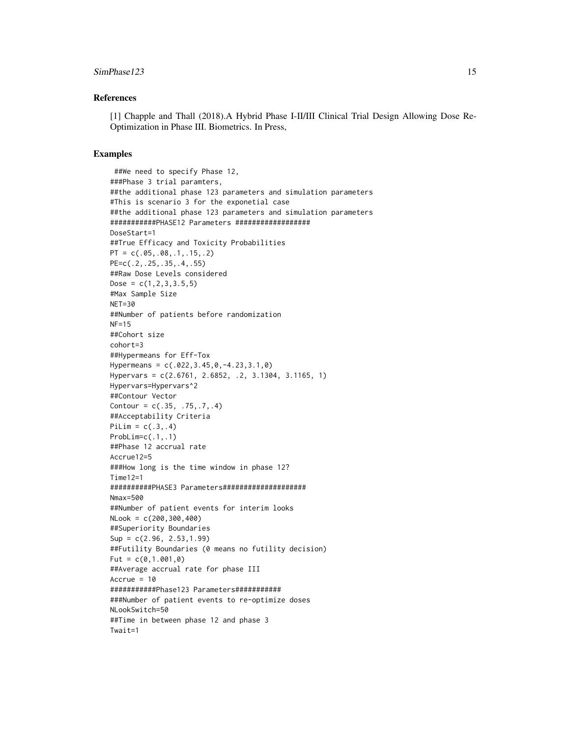## References

[1] Chapple and Thall (2018).A Hybrid Phase I-II/III Clinical Trial Design Allowing Dose Re-Optimization in Phase III. Biometrics. In Press,

## Examples

```
 ##We need to specify Phase 12,
###Phase 3 trial paramters,
##the additional phase 123 parameters and simulation parameters
#This is scenario 3 for the exponetial case
##the additional phase 123 parameters and simulation parameters
###########PHASE12 Parameters #################
DoseStart=1
##True Efficacy and Toxicity Probabilities
PT = c(.05,.08,.1,.15,.2)
PE=c(.2,.25,.35,.4,.55)
##Raw Dose Levels considered
Dose = c(1,2,3,3.5,5)
#Max Sample Size
NET=30
##Number of patients before randomization
NF=15
##Cohort size
cohort=3
##Hypermeans for Eff-Tox
Hypermeans = c(.022,3.45,0,-4.23,3.1,0)
Hypervars = c(2.6761, 2.6852, .2, 3.1304, 3.1165, 1)
Hypervars=Hypervars^2
##Contour Vector
Contour = c(.35, .75,.7,.4)
##Acceptability Criteria
PiLim = c(.3,.4)
ProbLim=c(.1,.1)
##Phase 12 accrual rate
Accrue12=5
###How long is the time window in phase 12?
Time12=1
##########PHASE3 Parameters###################
Nmax=500
##Number of patient events for interim looks
NLook = c(200,300,400)
##Superiority Boundaries
Sup = c(2.96, 2.53,1.99)
##Futility Boundaries (0 means no futility decision)
Fut = c(0,1.001,0)
##Average accrual rate for phase III
Accrue = 10
###########Phase123 Parameters###########
###Number of patient events to re-optimize doses
NLookSwitch=50
##Time in between phase 12 and phase 3
Twait=1
```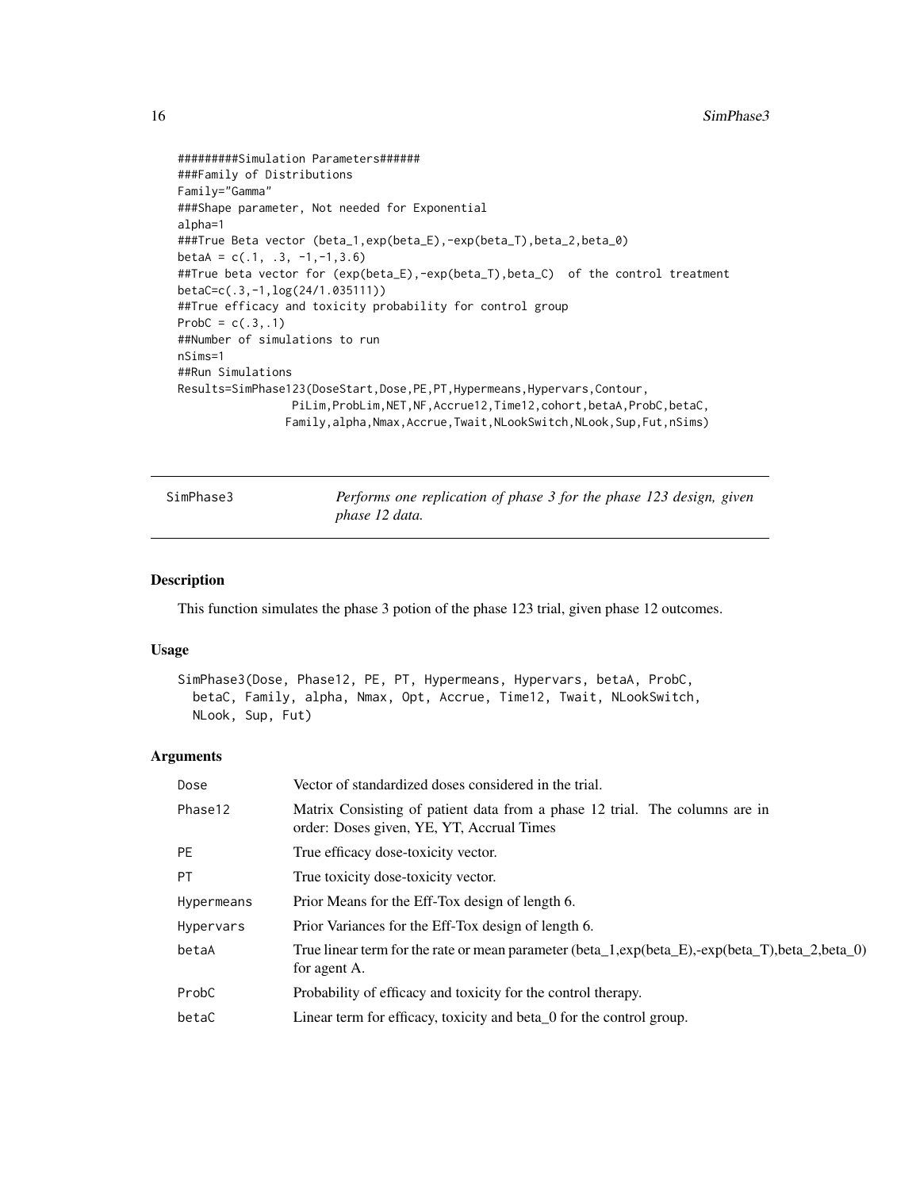```
#########Simulation Parameters######
###Family of Distributions
Family="Gamma"
###Shape parameter, Not needed for Exponential
alpha=1
###True Beta vector (beta_1,exp(beta_E),-exp(beta_T),beta_2,beta_0)
betaA = c(.1, .3, -1,-1,3.6)
##True beta vector for (exp(beta_E),-exp(beta_T),beta_C)  of the control treatment
betaC=c(.3,-1,log(24/1.035111))
##True efficacy and toxicity probability for control group
ProbC = c(.3,.1)
##Number of simulations to run
nSims=1
##Run Simulations
Results=SimPhase123(DoseStart,Dose,PE,PT,Hypermeans,Hypervars,Contour,
                PiLim,ProbLim,NET,NF,Accrue12,Time12,cohort,betaA,ProbC,betaC,
               Family,alpha,Nmax,Accrue,Twait,NLookSwitch,NLook,Sup,Fut,nSims)
```

## SimPhase3 — *Performs one replication of phase 3 for the phase 123 design, given phase 12 data.*

### Description

This function simulates the phase 3 potion of the phase 123 trial, given phase 12 outcomes.

### Usage

```
SimPhase3(Dose, Phase12, PE, PT, Hypermeans, Hypervars, betaA, ProbC,
  betaC, Family, alpha, Nmax, Opt, Accrue, Time12, Twait, NLookSwitch,
  NLook, Sup, Fut)
```

### Arguments

| | |
|---|---|
| `Dose` | Vector of standardized doses considered in the trial. |
| `Phase12` | Matrix Consisting of patient data from a phase 12 trial. The columns are in order: Doses given, YE, YT, Accrual Times |
| `PE` | True efficacy dose-toxicity vector. |
| `PT` | True toxicity dose-toxicity vector. |
| `Hypermeans` | Prior Means for the Eff-Tox design of length 6. |
| `Hypervars` | Prior Variances for the Eff-Tox design of length 6. |
| `betaA` | True linear term for the rate or mean parameter (beta_1,exp(beta_E),-exp(beta_T),beta_2,beta_0) for agent A. |
| `ProbC` | Probability of efficacy and toxicity for the control therapy. |
| `betaC` | Linear term for efficacy, toxicity and beta_0 for the control group. |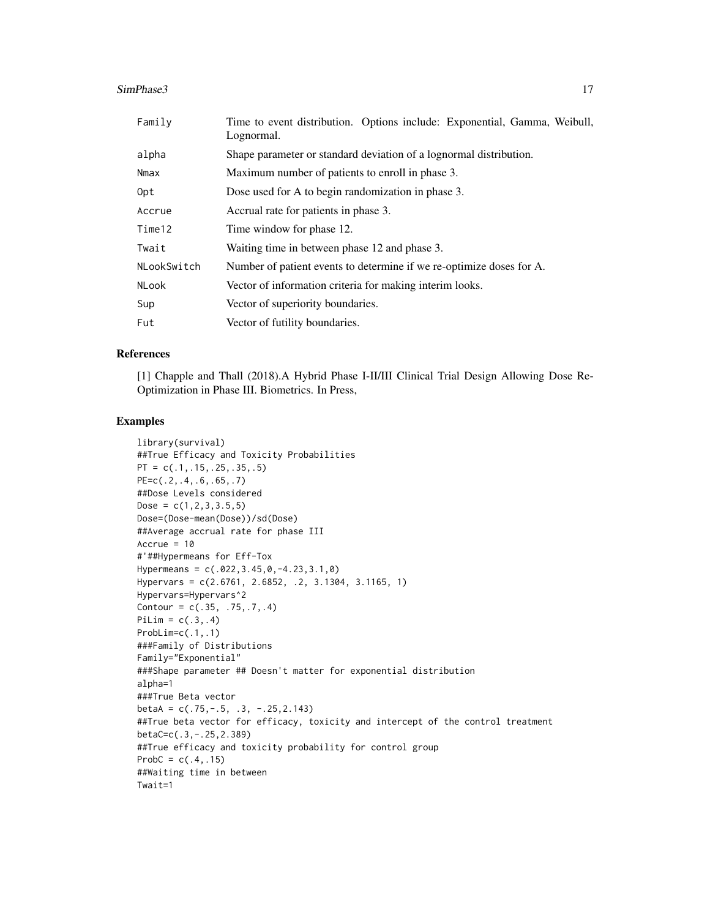| | |
|---|---|
| Family | Time to event distribution. Options include: Exponential, Gamma, Weibull, Lognormal. |
| alpha | Shape parameter or standard deviation of a lognormal distribution. |
| Nmax | Maximum number of patients to enroll in phase 3. |
| Opt | Dose used for A to begin randomization in phase 3. |
| Accrue | Accrual rate for patients in phase 3. |
| Time12 | Time window for phase 12. |
| Twait | Waiting time in between phase 12 and phase 3. |
| NLookSwitch | Number of patient events to determine if we re-optimize doses for A. |
| NLook | Vector of information criteria for making interim looks. |
| Sup | Vector of superiority boundaries. |
| Fut | Vector of futility boundaries. |

## References

[1] Chapple and Thall (2018).A Hybrid Phase I-II/III Clinical Trial Design Allowing Dose Re-Optimization in Phase III. Biometrics. In Press,

## Examples

```
library(survival)
##True Efficacy and Toxicity Probabilities
PT = c(.1,.15,.25,.35,.5)
PE=c(.2,.4,.6,.65,.7)
##Dose Levels considered
Dose = c(1,2,3,3.5,5)
Dose=(Dose-mean(Dose))/sd(Dose)
##Average accrual rate for phase III
Accrue = 10
#'##Hypermeans for Eff-Tox
Hypermeans = c(.022,3.45,0,-4.23,3.1,0)
Hypervars = c(2.6761, 2.6852, .2, 3.1304, 3.1165, 1)
Hypervars=Hypervars^2
Contour = c(.35, .75,.7,.4)
PiLim = c(.3,.4)
ProbLim=c(.1,.1)
###Family of Distributions
Family="Exponential"
###Shape parameter ## Doesn't matter for exponential distribution
alpha=1
###True Beta vector
betaA = c(.75,-.5, .3, -.25,2.143)
##True beta vector for efficacy, toxicity and intercept of the control treatment
betaC=c(.3,-.25,2.389)
##True efficacy and toxicity probability for control group
ProbC = c(.4,.15)
##Waiting time in between
Twait=1
```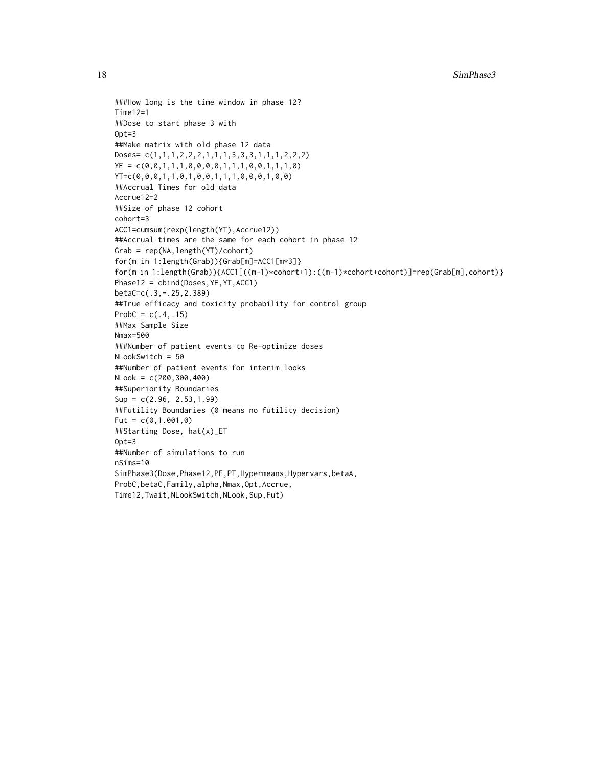```
###How long is the time window in phase 12?
Time12=1
##Dose to start phase 3 with
Opt=3
##Make matrix with old phase 12 data
Doses= c(1,1,1,2,2,2,1,1,1,3,3,3,1,1,1,2,2,2)
YE = c(0,0,1,1,1,0,0,0,0,1,1,1,0,0,1,1,1,0)
YT=c(0,0,0,1,1,0,1,0,0,1,1,1,0,0,0,1,0,0)
##Accrual Times for old data
Accrue12=2
##Size of phase 12 cohort
cohort=3
ACC1=cumsum(rexp(length(YT),Accrue12))
##Accrual times are the same for each cohort in phase 12
Grab = rep(NA,length(YT)/cohort)
for(m in 1:length(Grab)){Grab[m]=ACC1[m*3]}
for(m in 1:length(Grab)){ACC1[((m-1)*cohort+1):((m-1)*cohort+cohort)]=rep(Grab[m],cohort)}
Phase12 = cbind(Doses,YE,YT,ACC1)
betaC=c(.3,-.25,2.389)
##True efficacy and toxicity probability for control group
ProbC = c(.4,.15)
##Max Sample Size
Nmax=500
###Number of patient events to Re-optimize doses
NLookSwitch = 50
##Number of patient events for interim looks
NLook = c(200,300,400)
##Superiority Boundaries
Sup = c(2.96, 2.53,1.99)
##Futility Boundaries (0 means no futility decision)
Fut = c(0,1.001,0)
##Starting Dose, hat(x)_ET
Opt=3
##Number of simulations to run
nSims=10
SimPhase3(Dose,Phase12,PE,PT,Hypermeans,Hypervars,betaA,
ProbC,betaC,Family,alpha,Nmax,Opt,Accrue,
Time12,Twait,NLookSwitch,NLook,Sup,Fut)
```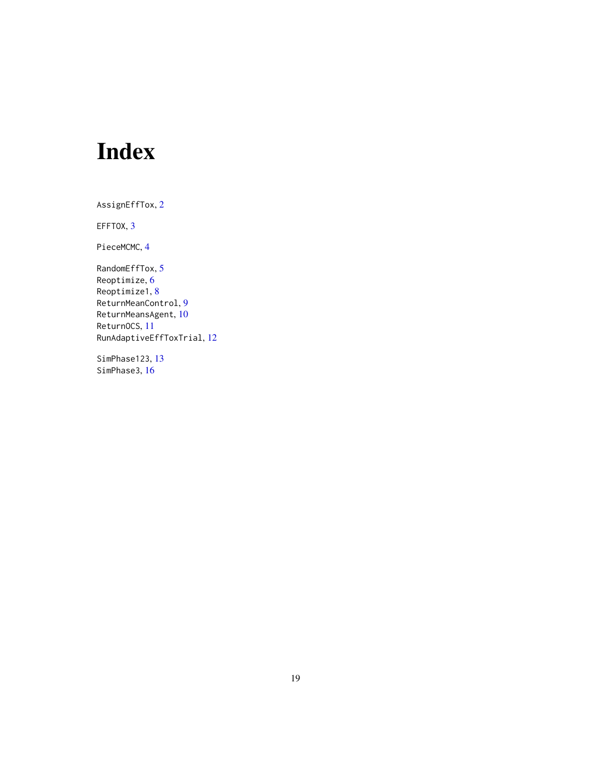# Index

AssignEffTox, 2

EFFTOX, 3

PieceMCMC, 4

RandomEffTox, 5
Reoptimize, 6
Reoptimize1, 8
ReturnMeanControl, 9
ReturnMeansAgent, 10
ReturnOCS, 11
RunAdaptiveEffToxTrial, 12

SimPhase123, 13
SimPhase3, 16